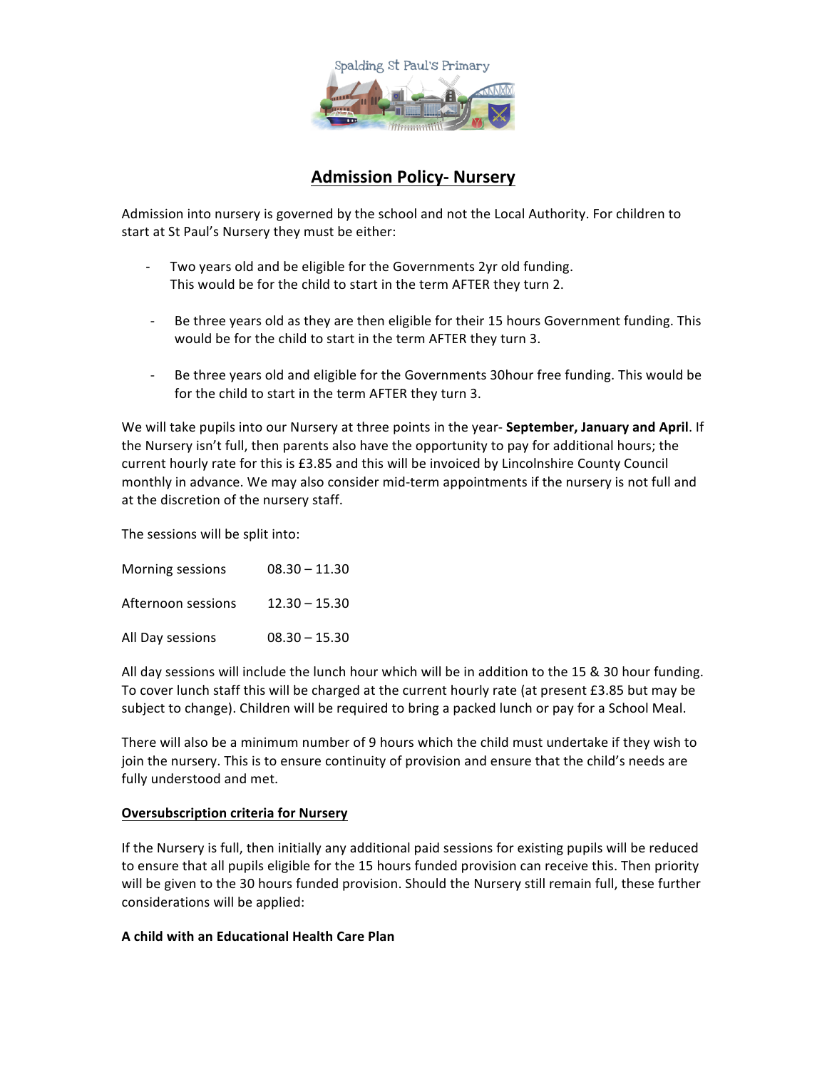Spalding St Paul's Primary

# Admission Policy- Nursery

Admission into nursery is governed by the school and not the Local Authority. For children to start at St Paul's Nursery they must be either:

- Two years old and be eligible for the Governments 2yr old funding. This would be for the child to start in the term AFTER they turn 2.
- Be three years old as they are then eligible for their 15 hours Government funding. This would be for the child to start in the term AFTER they turn 3.
- Be three years old and eligible for the Governments 30hour free funding. This would be for the child to start in the term AFTER they turn 3.

We will take pupils into our Nursery at three points in the year- **September, January and April**. If the Nursery isn't full, then parents also have the opportunity to pay for additional hours; the current hourly rate for this is £3.85 and this will be invoiced by Lincolnshire County Council monthly in advance. We may also consider mid-term appointments if the nursery is not full and at the discretion of the nursery staff.

The sessions will be split into:

| | |
|---|---|
| Morning sessions | 08.30 – 11.30 |
| Afternoon sessions | 12.30 – 15.30 |
| All Day sessions | 08.30 – 15.30 |

All day sessions will include the lunch hour which will be in addition to the 15 & 30 hour funding. To cover lunch staff this will be charged at the current hourly rate (at present £3.85 but may be subject to change). Children will be required to bring a packed lunch or pay for a School Meal.

There will also be a minimum number of 9 hours which the child must undertake if they wish to join the nursery. This is to ensure continuity of provision and ensure that the child's needs are fully understood and met.

## Oversubscription criteria for Nursery

If the Nursery is full, then initially any additional paid sessions for existing pupils will be reduced to ensure that all pupils eligible for the 15 hours funded provision can receive this. Then priority will be given to the 30 hours funded provision. Should the Nursery still remain full, these further considerations will be applied:

**A child with an Educational Health Care Plan**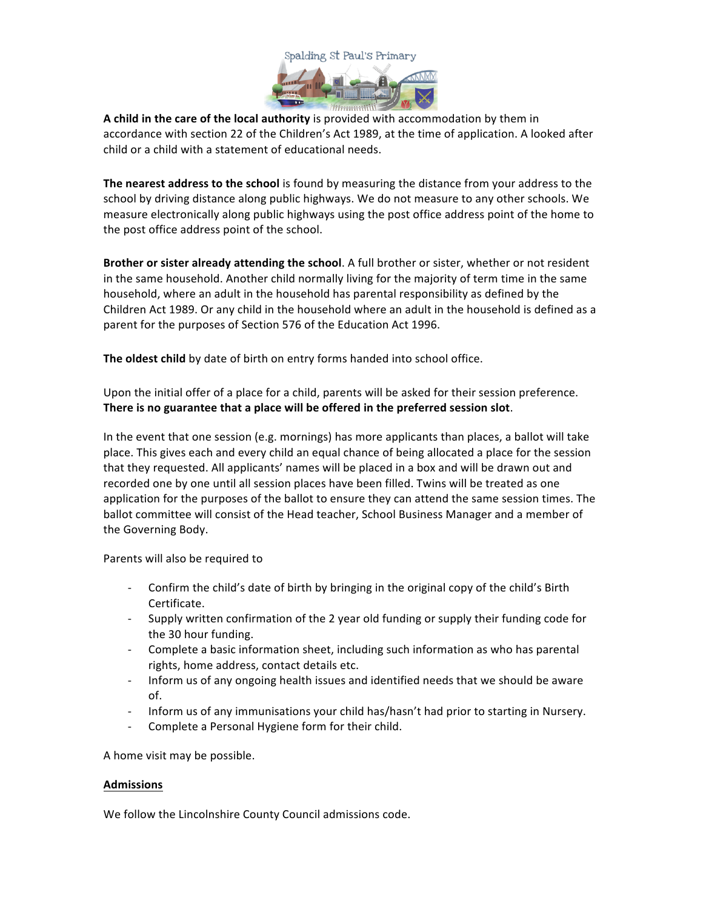**A child in the care of the local authority** is provided with accommodation by them in accordance with section 22 of the Children's Act 1989, at the time of application. A looked after child or a child with a statement of educational needs.

**The nearest address to the school** is found by measuring the distance from your address to the school by driving distance along public highways. We do not measure to any other schools. We measure electronically along public highways using the post office address point of the home to the post office address point of the school.

**Brother or sister already attending the school**. A full brother or sister, whether or not resident in the same household. Another child normally living for the majority of term time in the same household, where an adult in the household has parental responsibility as defined by the Children Act 1989. Or any child in the household where an adult in the household is defined as a parent for the purposes of Section 576 of the Education Act 1996.

**The oldest child** by date of birth on entry forms handed into school office.

Upon the initial offer of a place for a child, parents will be asked for their session preference. **There is no guarantee that a place will be offered in the preferred session slot**.

In the event that one session (e.g. mornings) has more applicants than places, a ballot will take place. This gives each and every child an equal chance of being allocated a place for the session that they requested. All applicants' names will be placed in a box and will be drawn out and recorded one by one until all session places have been filled. Twins will be treated as one application for the purposes of the ballot to ensure they can attend the same session times. The ballot committee will consist of the Head teacher, School Business Manager and a member of the Governing Body.

Parents will also be required to

- Confirm the child's date of birth by bringing in the original copy of the child's Birth Certificate.
- Supply written confirmation of the 2 year old funding or supply their funding code for the 30 hour funding.
- Complete a basic information sheet, including such information as who has parental rights, home address, contact details etc.
- Inform us of any ongoing health issues and identified needs that we should be aware of.
- Inform us of any immunisations your child has/hasn't had prior to starting in Nursery.
- Complete a Personal Hygiene form for their child.

A home visit may be possible.

## Admissions

We follow the Lincolnshire County Council admissions code.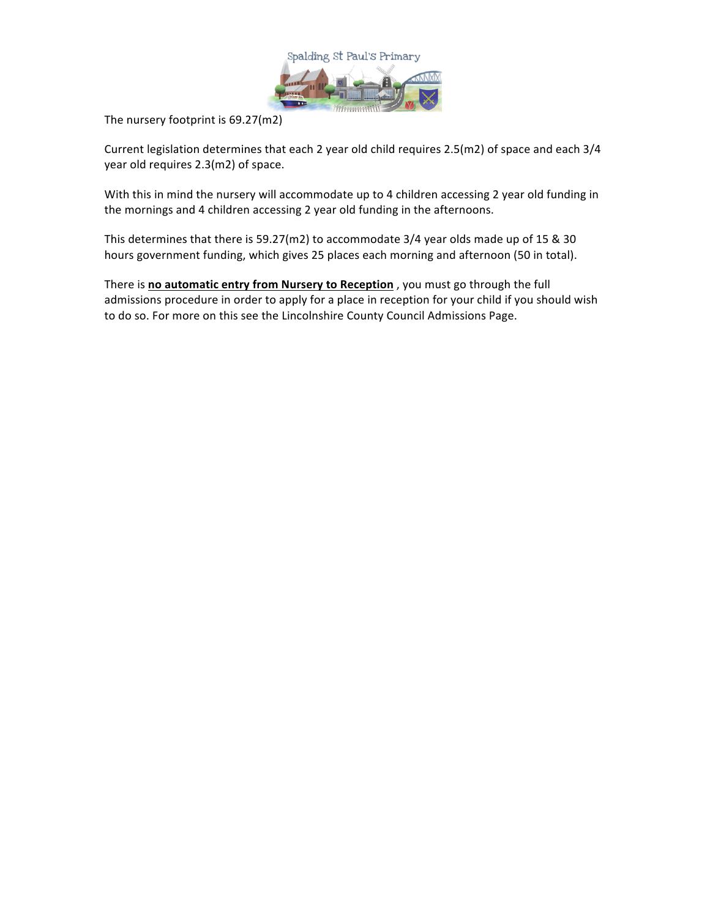The nursery footprint is 69.27(m2)

Current legislation determines that each 2 year old child requires 2.5(m2) of space and each 3/4 year old requires 2.3(m2) of space.

With this in mind the nursery will accommodate up to 4 children accessing 2 year old funding in the mornings and 4 children accessing 2 year old funding in the afternoons.

This determines that there is 59.27(m2) to accommodate 3/4 year olds made up of 15 & 30 hours government funding, which gives 25 places each morning and afternoon (50 in total).

There is **no automatic entry from Nursery to Reception** , you must go through the full admissions procedure in order to apply for a place in reception for your child if you should wish to do so. For more on this see the Lincolnshire County Council Admissions Page.